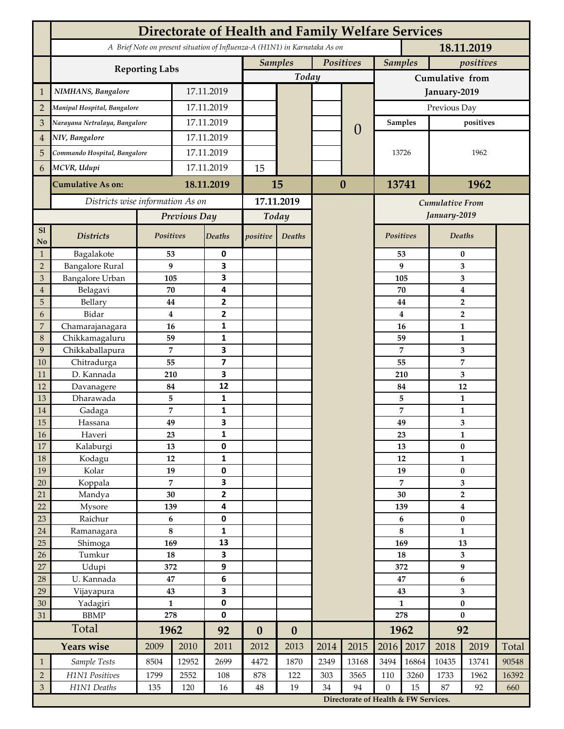# Directorate of Health and Family Welfare Services

*A Brief Note on present situation of Influenza-A (H1N1) in Karnataka As on* **18.11.2019**

| | Reporting Labs | | Samples (Today) | | Positives (Today) | | Samples (Cumulative from January-2019) | positives (Cumulative from January-2019) |
|---|---|---|---|---|---|---|---|---|
| 1 | *NIMHANS, Bangalore* | 17.11.2019 | | | | 0 | Previous Day | |
| 2 | *Manipal Hospital, Bangalore* | 17.11.2019 | | | | | Samples | positives |
| 3 | *Narayana Netralaya, Bangalore* | 17.11.2019 | | | | | 13726 | 1962 |
| 4 | *NIV, Bangalore* | 17.11.2019 | | | | | | |
| 5 | *Commando Hospital, Bangalore* | 17.11.2019 | | | | | | |
| 6 | *MCVR, Udupi* | 17.11.2019 | 15 | | | | | |
| | **Cumulative As on:** | **18.11.2019** | **15** | | **0** | | **13741** | **1962** |

*Districts wise information As on* **17.11.2019**

| Sl No | Districts | Previous Day Positives | Previous Day Deaths | Today positive | Today Deaths | Cumulative From January-2019 Positives | Cumulative From January-2019 Deaths |
|---|---|---|---|---|---|---|---|
| 1 | Bagalakote | 53 | 0 | | | 53 | 0 |
| 2 | Bangalore Rural | 9 | 3 | | | 9 | 3 |
| 3 | Bangalore Urban | 105 | 3 | | | 105 | 3 |
| 4 | Belagavi | 70 | 4 | | | 70 | 4 |
| 5 | Bellary | 44 | 2 | | | 44 | 2 |
| 6 | Bidar | 4 | 2 | | | 4 | 2 |
| 7 | Chamarajanagara | 16 | 1 | | | 16 | 1 |
| 8 | Chikkamagaluru | 59 | 1 | | | 59 | 1 |
| 9 | Chikkaballapura | 7 | 3 | | | 7 | 3 |
| 10 | Chitradurga | 55 | 7 | | | 55 | 7 |
| 11 | D. Kannada | 210 | 3 | | | 210 | 3 |
| 12 | Davanagere | 84 | 12 | | | 84 | 12 |
| 13 | Dharawada | 5 | 1 | | | 5 | 1 |
| 14 | Gadaga | 7 | 1 | | | 7 | 1 |
| 15 | Hassana | 49 | 3 | | | 49 | 3 |
| 16 | Haveri | 23 | 1 | | | 23 | 1 |
| 17 | Kalaburgi | 13 | 0 | | | 13 | 0 |
| 18 | Kodagu | 12 | 1 | | | 12 | 1 |
| 19 | Kolar | 19 | 0 | | | 19 | 0 |
| 20 | Koppala | 7 | 3 | | | 7 | 3 |
| 21 | Mandya | 30 | 2 | | | 30 | 2 |
| 22 | Mysore | 139 | 4 | | | 139 | 4 |
| 23 | Raichur | 6 | 0 | | | 6 | 0 |
| 24 | Ramanagara | 8 | 1 | | | 8 | 1 |
| 25 | Shimoga | 169 | 13 | | | 169 | 13 |
| 26 | Tumkur | 18 | 3 | | | 18 | 3 |
| 27 | Udupi | 372 | 9 | | | 372 | 9 |
| 28 | U. Kannada | 47 | 6 | | | 47 | 6 |
| 29 | Vijayapura | 43 | 3 | | | 43 | 3 |
| 30 | Yadagiri | 1 | 0 | | | 1 | 0 |
| 31 | BBMP | 278 | 0 | | | 278 | 0 |
| | **Total** | **1962** | **92** | **0** | **0** | **1962** | **92** |

| | Years wise | 2009 | 2010 | 2011 | 2012 | 2013 | 2014 | 2015 | 2016 | 2017 | 2018 | 2019 | Total |
|---|---|---|---|---|---|---|---|---|---|---|---|---|---|
| 1 | *Sample Tests* | 8504 | 12952 | 2699 | 4472 | 1870 | 2349 | 13168 | 3494 | 16864 | 10435 | 13741 | 90548 |
| 2 | *H1N1 Positives* | 1799 | 2552 | 108 | 878 | 122 | 303 | 3565 | 110 | 3260 | 1733 | 1962 | 16392 |
| 3 | *H1N1 Deaths* | 135 | 120 | 16 | 48 | 19 | 34 | 94 | 0 | 15 | 87 | 92 | 660 |

**Directorate of Health & FW Services.**